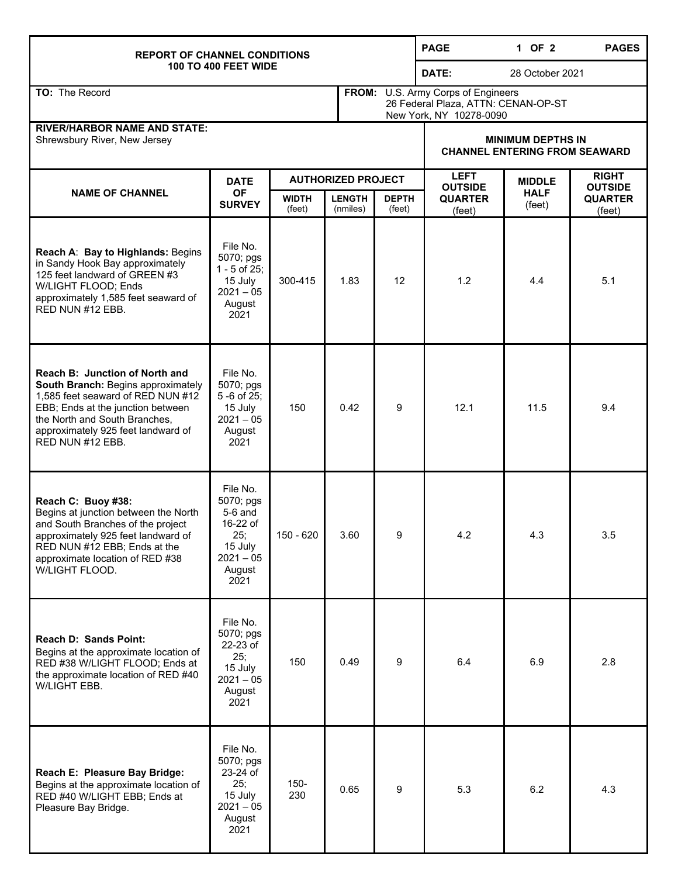# REPORT OF CHANNEL CONDITIONS
## 100 TO 400 FEET WIDE

**DATE:** 28 October 2021

**TO:** The Record

**FROM:** U.S. Army Corps of Engineers
26 Federal Plaza, ATTN: CENAN-OP-ST
New York, NY 10278-0090

**RIVER/HARBOR NAME AND STATE:**
Shrewsbury River, New Jersey

| NAME OF CHANNEL | DATE OF SURVEY | AUTHORIZED PROJECT | | | MINIMUM DEPTHS IN CHANNEL ENTERING FROM SEAWARD | | |
|---|---|---|---|---|---|---|---|
| | | WIDTH (feet) | LENGTH (nmiles) | DEPTH (feet) | LEFT OUTSIDE QUARTER (feet) | MIDDLE HALF (feet) | RIGHT OUTSIDE QUARTER (feet) |
| **Reach A**: **Bay to Highlands:** Begins in Sandy Hook Bay approximately 125 feet landward of GREEN #3 W/LIGHT FLOOD; Ends approximately 1,585 feet seaward of RED NUN #12 EBB. | File No. 5070; pgs 1 - 5 of 25; 15 July 2021 – 05 August 2021 | 300-415 | 1.83 | 12 | 1.2 | 4.4 | 5.1 |
| **Reach B: Junction of North and South Branch:** Begins approximately 1,585 feet seaward of RED NUN #12 EBB; Ends at the junction between the North and South Branches, approximately 925 feet landward of RED NUN #12 EBB. | File No. 5070; pgs 5 -6 of 25; 15 July 2021 – 05 August 2021 | 150 | 0.42 | 9 | 12.1 | 11.5 | 9.4 |
| **Reach C: Buoy #38:** Begins at junction between the North and South Branches of the project approximately 925 feet landward of RED NUN #12 EBB; Ends at the approximate location of RED #38 W/LIGHT FLOOD. | File No. 5070; pgs 5-6 and 16-22 of 25; 15 July 2021 – 05 August 2021 | 150 - 620 | 3.60 | 9 | 4.2 | 4.3 | 3.5 |
| **Reach D: Sands Point:** Begins at the approximate location of RED #38 W/LIGHT FLOOD; Ends at the approximate location of RED #40 W/LIGHT EBB. | File No. 5070; pgs 22-23 of 25; 15 July 2021 – 05 August 2021 | 150 | 0.49 | 9 | 6.4 | 6.9 | 2.8 |
| **Reach E: Pleasure Bay Bridge:** Begins at the approximate location of RED #40 W/LIGHT EBB; Ends at Pleasure Bay Bridge. | File No. 5070; pgs 23-24 of 25; 15 July 2021 – 05 August 2021 | 150-230 | 0.65 | 9 | 5.3 | 6.2 | 4.3 |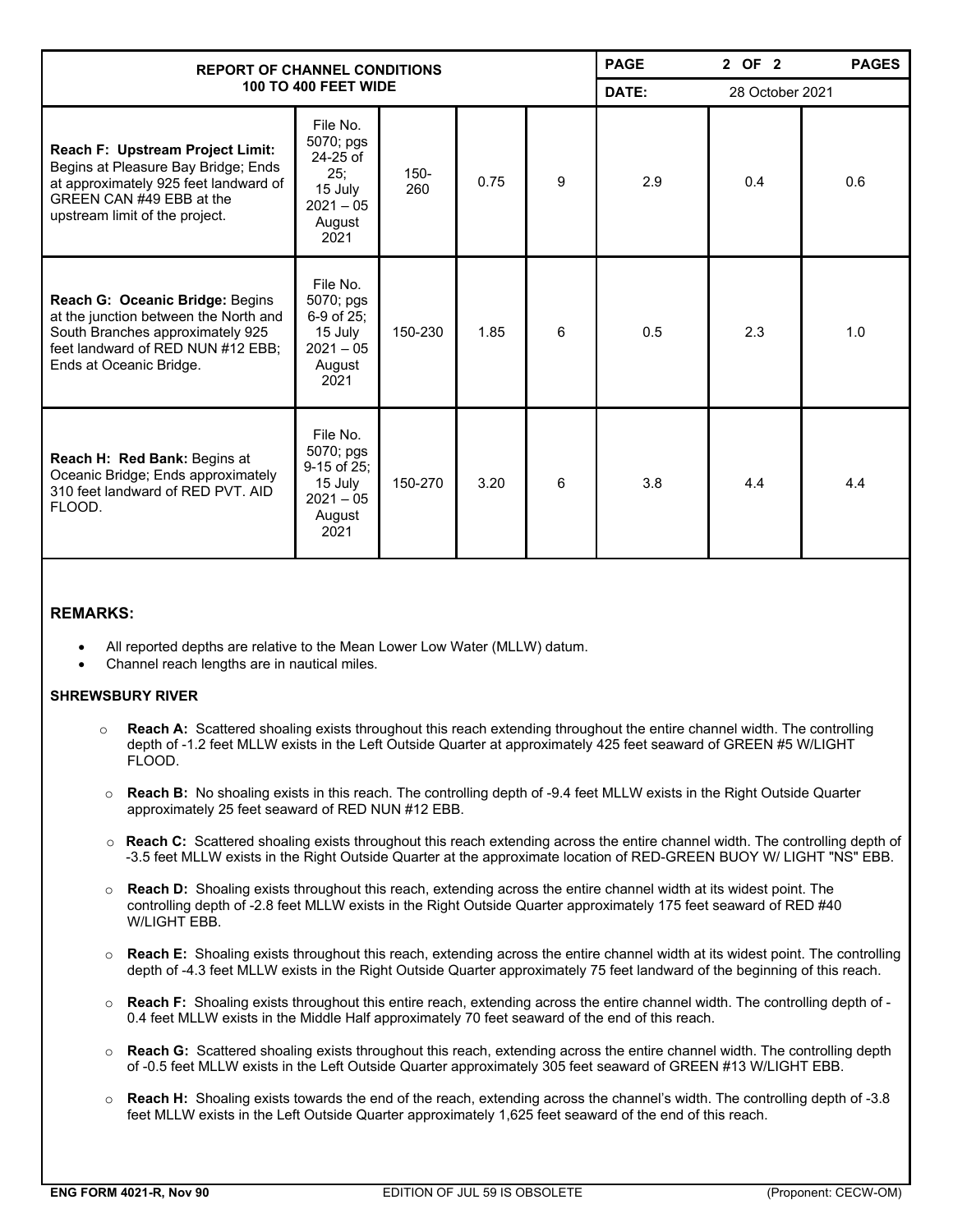REPORT OF CHANNEL CONDITIONS
100 TO 400 FEET WIDE

DATE: 28 October 2021

| | | | | | | | |
|---|---|---|---|---|---|---|---|
| **Reach F: Upstream Project Limit:** Begins at Pleasure Bay Bridge; Ends at approximately 925 feet landward of GREEN CAN #49 EBB at the upstream limit of the project. | File No. 5070; pgs 24-25 of 25; 15 July 2021 – 05 August 2021 | 150-260 | 0.75 | 9 | 2.9 | 0.4 | 0.6 |
| **Reach G: Oceanic Bridge:** Begins at the junction between the North and South Branches approximately 925 feet landward of RED NUN #12 EBB; Ends at Oceanic Bridge. | File No. 5070; pgs 6-9 of 25; 15 July 2021 – 05 August 2021 | 150-230 | 1.85 | 6 | 0.5 | 2.3 | 1.0 |
| **Reach H: Red Bank:** Begins at Oceanic Bridge; Ends approximately 310 feet landward of RED PVT. AID FLOOD. | File No. 5070; pgs 9-15 of 25; 15 July 2021 – 05 August 2021 | 150-270 | 3.20 | 6 | 3.8 | 4.4 | 4.4 |

## REMARKS:

- All reported depths are relative to the Mean Lower Low Water (MLLW) datum.
- Channel reach lengths are in nautical miles.

**SHREWSBURY RIVER**

- **Reach A:** Scattered shoaling exists throughout this reach extending throughout the entire channel width. The controlling depth of -1.2 feet MLLW exists in the Left Outside Quarter at approximately 425 feet seaward of GREEN #5 W/LIGHT FLOOD.
- **Reach B:** No shoaling exists in this reach. The controlling depth of -9.4 feet MLLW exists in the Right Outside Quarter approximately 25 feet seaward of RED NUN #12 EBB.
- **Reach C:** Scattered shoaling exists throughout this reach extending across the entire channel width. The controlling depth of -3.5 feet MLLW exists in the Right Outside Quarter at the approximate location of RED-GREEN BUOY W/ LIGHT "NS" EBB.
- **Reach D:** Shoaling exists throughout this reach, extending across the entire channel width at its widest point. The controlling depth of -2.8 feet MLLW exists in the Right Outside Quarter approximately 175 feet seaward of RED #40 W/LIGHT EBB.
- **Reach E:** Shoaling exists throughout this reach, extending across the entire channel width at its widest point. The controlling depth of -4.3 feet MLLW exists in the Right Outside Quarter approximately 75 feet landward of the beginning of this reach.
- **Reach F:** Shoaling exists throughout this entire reach, extending across the entire channel width. The controlling depth of -0.4 feet MLLW exists in the Middle Half approximately 70 feet seaward of the end of this reach.
- **Reach G:** Scattered shoaling exists throughout this reach, extending across the entire channel width. The controlling depth of -0.5 feet MLLW exists in the Left Outside Quarter approximately 305 feet seaward of GREEN #13 W/LIGHT EBB.
- **Reach H:** Shoaling exists towards the end of the reach, extending across the channel's width. The controlling depth of -3.8 feet MLLW exists in the Left Outside Quarter approximately 1,625 feet seaward of the end of this reach.

**ENG FORM 4021-R, Nov 90** EDITION OF JUL 59 IS OBSOLETE (Proponent: CECW-OM)